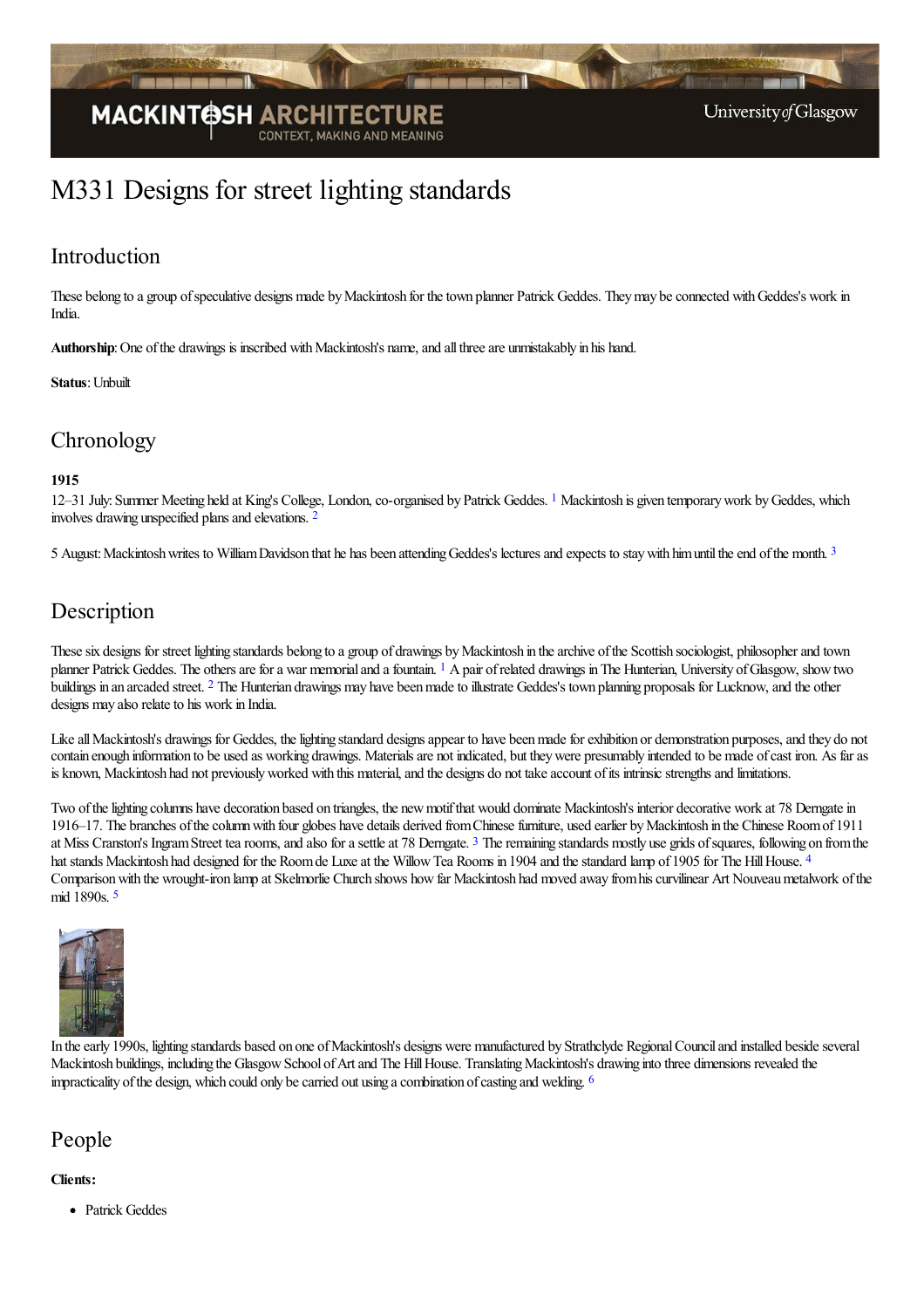# M331 Designs for street lighting standards

## Introduction

These belong to a group of speculative designs made by Mackintosh for the town planner Patrick Geddes. They may be connected with Geddes's work in India.

**Authorship**: One of the drawings is inscribed with Mackintosh's name, and all three are unmistakably in his hand.

**Status**: Unbuilt

## Chronology

**1915**

12–31 July: Summer Meeting held at King's College, London, co-organised by Patrick Geddes. [1] Mackintosh is given temporary work by Geddes, which involves drawing unspecified plans and elevations. [2]

5 August: Mackintosh writes to William Davidson that he has been attending Geddes's lectures and expects to stay with him until the end of the month. [3]

## Description

These six designs for street lighting standards belong to a group of drawings by Mackintosh in the archive of the Scottish sociologist, philosopher and town planner Patrick Geddes. The others are for a war memorial and a fountain. [1] A pair of related drawings in The Hunterian, University of Glasgow, show two buildings in an arcaded street. [2] The Hunterian drawings may have been made to illustrate Geddes's town planning proposals for Lucknow, and the other designs may also relate to his work in India.

Like all Mackintosh's drawings for Geddes, the lighting standard designs appear to have been made for exhibition or demonstration purposes, and they do not contain enough information to be used as working drawings. Materials are not indicated, but they were presumably intended to be made of cast iron. As far as is known, Mackintosh had not previously worked with this material, and the designs do not take account of its intrinsic strengths and limitations.

Two of the lighting columns have decoration based on triangles, the new motif that would dominate Mackintosh's interior decorative work at 78 Derngate in 1916–17. The branches of the column with four globes have details derived from Chinese furniture, used earlier by Mackintosh in the Chinese Room of 1911 at Miss Cranston's Ingram Street tea rooms, and also for a settle at 78 Derngate. [3] The remaining standards mostly use grids of squares, following on from the hat stands Mackintosh had designed for the Room de Luxe at the Willow Tea Rooms in 1904 and the standard lamp of 1905 for The Hill House. [4] Comparison with the wrought-iron lamp at Skelmorlie Church shows how far Mackintosh had moved away from his curvilinear Art Nouveau metalwork of the mid 1890s. [5]

In the early 1990s, lighting standards based on one of Mackintosh's designs were manufactured by Strathclyde Regional Council and installed beside several Mackintosh buildings, including the Glasgow School of Art and The Hill House. Translating Mackintosh's drawing into three dimensions revealed the impracticality of the design, which could only be carried out using a combination of casting and welding. [6]

## People

**Clients:**

- Patrick Geddes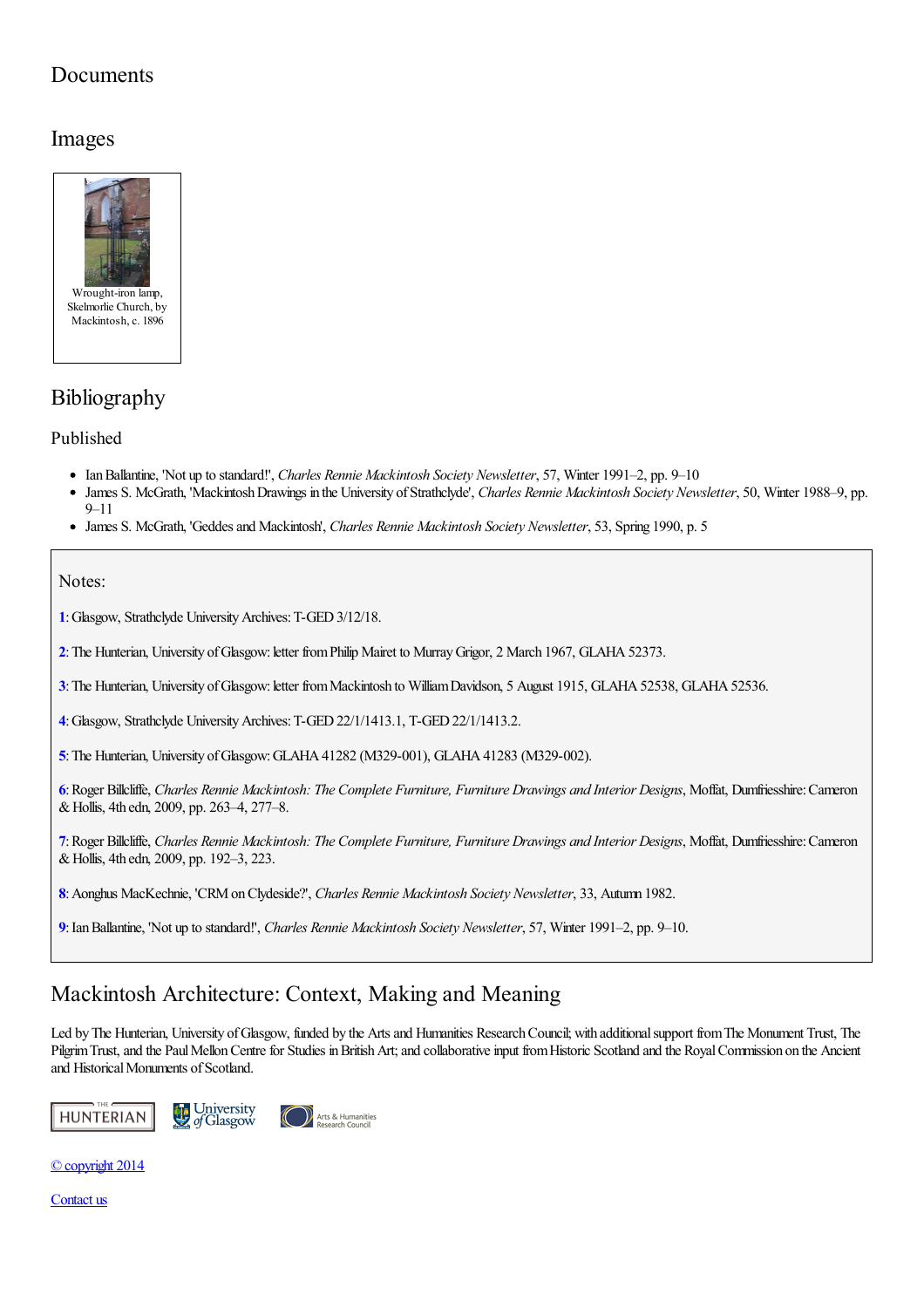## Documents

## Images

Wrought-iron lamp, Skelmorlie Church, by Mackintosh, c. 1896

## Bibliography

### Published

- Ian Ballantine, 'Not up to standard!', *Charles Rennie Mackintosh Society Newsletter*, 57, Winter 1991–2, pp. 9–10
- James S. McGrath, 'Mackintosh Drawings in the University of Strathclyde', *Charles Rennie Mackintosh Society Newsletter*, 50, Winter 1988–9, pp. 9–11
- James S. McGrath, 'Geddes and Mackintosh', *Charles Rennie Mackintosh Society Newsletter*, 53, Spring 1990, p. 5

### Notes:

1: Glasgow, Strathclyde University Archives: T-GED 3/12/18.

2: The Hunterian, University of Glasgow: letter from Philip Mairet to Murray Grigor, 2 March 1967, GLAHA 52373.

3: The Hunterian, University of Glasgow: letter from Mackintosh to William Davidson, 5 August 1915, GLAHA 52538, GLAHA 52536.

4: Glasgow, Strathclyde University Archives: T-GED 22/1/1413.1, T-GED 22/1/1413.2.

5: The Hunterian, University of Glasgow: GLAHA 41282 (M329-001), GLAHA 41283 (M329-002).

6: Roger Billcliffe, *Charles Rennie Mackintosh: The Complete Furniture, Furniture Drawings and Interior Designs*, Moffat, Dumfriesshire: Cameron & Hollis, 4th edn, 2009, pp. 263–4, 277–8.

7: Roger Billcliffe, *Charles Rennie Mackintosh: The Complete Furniture, Furniture Drawings and Interior Designs*, Moffat, Dumfriesshire: Cameron & Hollis, 4th edn, 2009, pp. 192–3, 223.

8: Aonghus MacKechnie, 'CRM on Clydeside?', *Charles Rennie Mackintosh Society Newsletter*, 33, Autumn 1982.

9: Ian Ballantine, 'Not up to standard!', *Charles Rennie Mackintosh Society Newsletter*, 57, Winter 1991–2, pp. 9–10.

## Mackintosh Architecture: Context, Making and Meaning

Led by The Hunterian, University of Glasgow, funded by the Arts and Humanities Research Council; with additional support from The Monument Trust, The Pilgrim Trust, and the Paul Mellon Centre for Studies in British Art; and collaborative input from Historic Scotland and the Royal Commission on the Ancient and Historical Monuments of Scotland.

© copyright 2014

Contact us